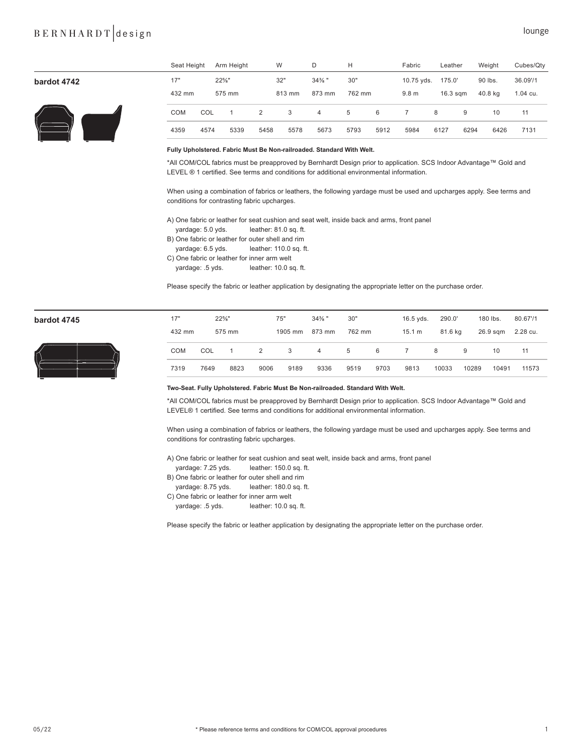## bardot 4742

| Seat Height | Arm Height | W | D | H | Fabric | Leather | Weight | Cubes/Qty |
|---|---|---|---|---|---|---|---|---|
| 17" | 22⅝" | 32" | 34⅜ " | 30" | 10.75 yds. | 175.0' | 90 lbs. | 36.09'/1 |
| 432 mm | 575 mm | 813 mm | 873 mm | 762 mm | 9.8 m | 16.3 sqm | 40.8 kg | 1.04 cu. |

| COM | COL | 1 | 2 | 3 | 4 | 5 | 6 | 7 | 8 | 9 | 10 | 11 |
|---|---|---|---|---|---|---|---|---|---|---|---|---|
| 4359 | 4574 | 5339 | 5458 | 5578 | 5673 | 5793 | 5912 | 5984 | 6127 | 6294 | 6426 | 7131 |

**Fully Upholstered. Fabric Must Be Non-railroaded. Standard With Welt.**

*All COM/COL fabrics must be preapproved by Bernhardt Design prior to application. SCS Indoor Advantage™ Gold and LEVEL ® 1 certified. See terms and conditions for additional environmental information.

When using a combination of fabrics or leathers, the following yardage must be used and upcharges apply. See terms and conditions for contrasting fabric upcharges.

A) One fabric or leather for seat cushion and seat welt, inside back and arms, front panel
yardage: 5.0 yds. leather: 81.0 sq. ft.
B) One fabric or leather for outer shell and rim
yardage: 6.5 yds. leather: 110.0 sq. ft.
C) One fabric or leather for inner arm welt
yardage: .5 yds. leather: 10.0 sq. ft.

Please specify the fabric or leather application by designating the appropriate letter on the purchase order.

## bardot 4745

| Seat Height | Arm Height | W | D | H | Fabric | Leather | Weight | Cubes/Qty |
|---|---|---|---|---|---|---|---|---|
| 17" | 22⅝" | 75" | 34⅜ " | 30" | 16.5 yds. | 290.0' | 180 lbs. | 80.67'/1 |
| 432 mm | 575 mm | 1905 mm | 873 mm | 762 mm | 15.1 m | 81.6 kg | 26.9 sqm | 2.28 cu. |

| COM | COL | 1 | 2 | 3 | 4 | 5 | 6 | 7 | 8 | 9 | 10 | 11 |
|---|---|---|---|---|---|---|---|---|---|---|---|---|
| 7319 | 7649 | 8823 | 9006 | 9189 | 9336 | 9519 | 9703 | 9813 | 10033 | 10289 | 10491 | 11573 |

**Two-Seat. Fully Upholstered. Fabric Must Be Non-railroaded. Standard With Welt.**

*All COM/COL fabrics must be preapproved by Bernhardt Design prior to application. SCS Indoor Advantage™ Gold and LEVEL® 1 certified. See terms and conditions for additional environmental information.

When using a combination of fabrics or leathers, the following yardage must be used and upcharges apply. See terms and conditions for contrasting fabric upcharges.

A) One fabric or leather for seat cushion and seat welt, inside back and arms, front panel
yardage: 7.25 yds. leather: 150.0 sq. ft.
B) One fabric or leather for outer shell and rim
yardage: 8.75 yds. leather: 180.0 sq. ft.
C) One fabric or leather for inner arm welt
yardage: .5 yds. leather: 10.0 sq. ft.

Please specify the fabric or leather application by designating the appropriate letter on the purchase order.

05/22

* Please reference terms and conditions for COM/COL approval procedures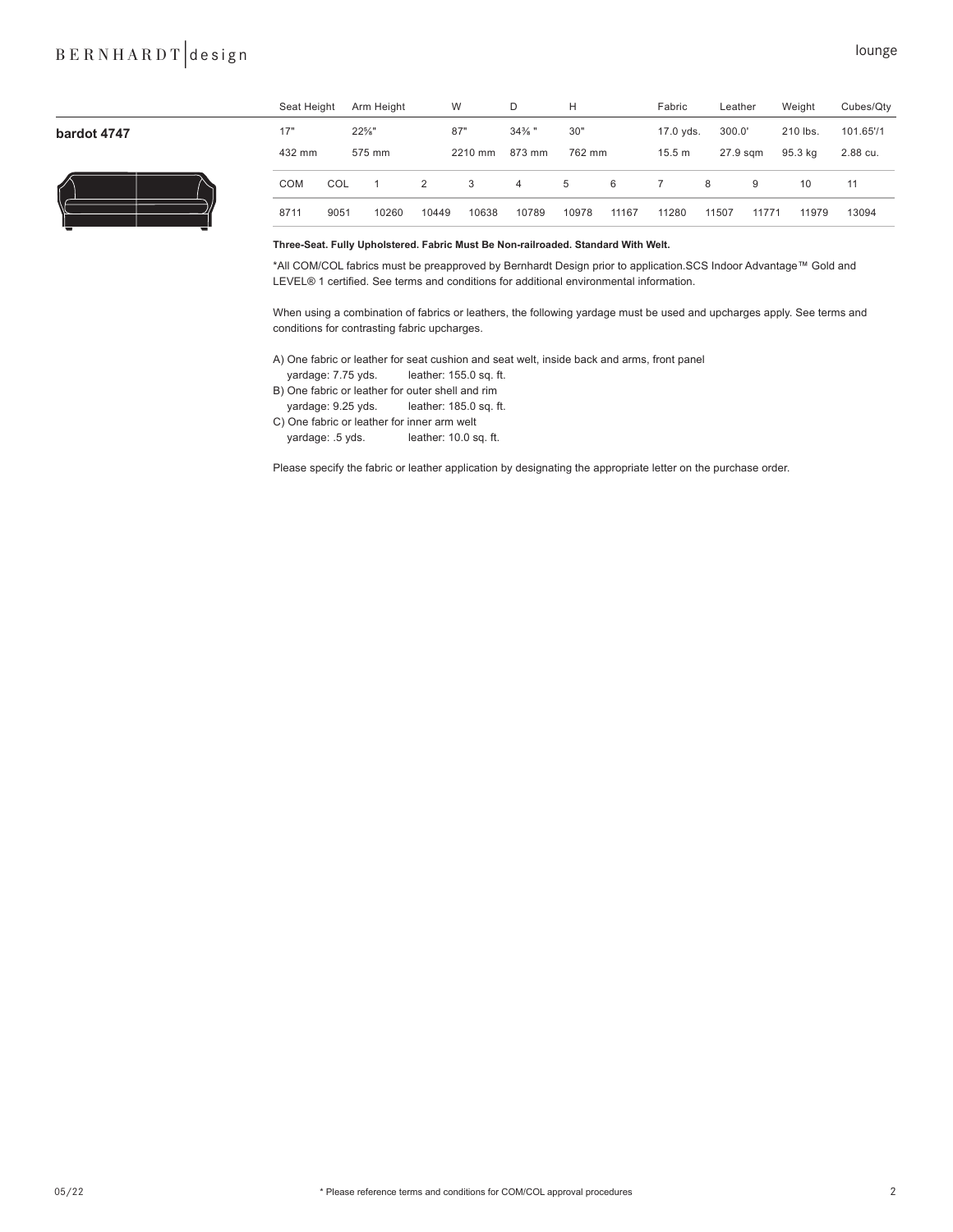## bardot 4747

| Seat Height | Arm Height | W | D | H | Fabric | Leather | Weight | Cubes/Qty |
|---|---|---|---|---|---|---|---|---|
| 17" | 22⅝" | 87" | 34⅜ " | 30" | 17.0 yds. | 300.0' | 210 lbs. | 101.65'/1 |
| 432 mm | 575 mm | 2210 mm | 873 mm | 762 mm | 15.5 m | 27.9 sqm | 95.3 kg | 2.88 cu. |

| COM | COL | 1 | 2 | 3 | 4 | 5 | 6 | 7 | 8 | 9 | 10 | 11 |
|---|---|---|---|---|---|---|---|---|---|---|---|---|
| 8711 | 9051 | 10260 | 10449 | 10638 | 10789 | 10978 | 11167 | 11280 | 11507 | 11771 | 11979 | 13094 |

**Three-Seat. Fully Upholstered. Fabric Must Be Non-railroaded. Standard With Welt.**

*All COM/COL fabrics must be preapproved by Bernhardt Design prior to application.SCS Indoor Advantage™ Gold and LEVEL® 1 certified. See terms and conditions for additional environmental information.

When using a combination of fabrics or leathers, the following yardage must be used and upcharges apply. See terms and conditions for contrasting fabric upcharges.

A) One fabric or leather for seat cushion and seat welt, inside back and arms, front panel
   yardage: 7.75 yds. leather: 155.0 sq. ft.
B) One fabric or leather for outer shell and rim
   yardage: 9.25 yds. leather: 185.0 sq. ft.
C) One fabric or leather for inner arm welt
   yardage: .5 yds. leather: 10.0 sq. ft.

Please specify the fabric or leather application by designating the appropriate letter on the purchase order.

* Please reference terms and conditions for COM/COL approval procedures